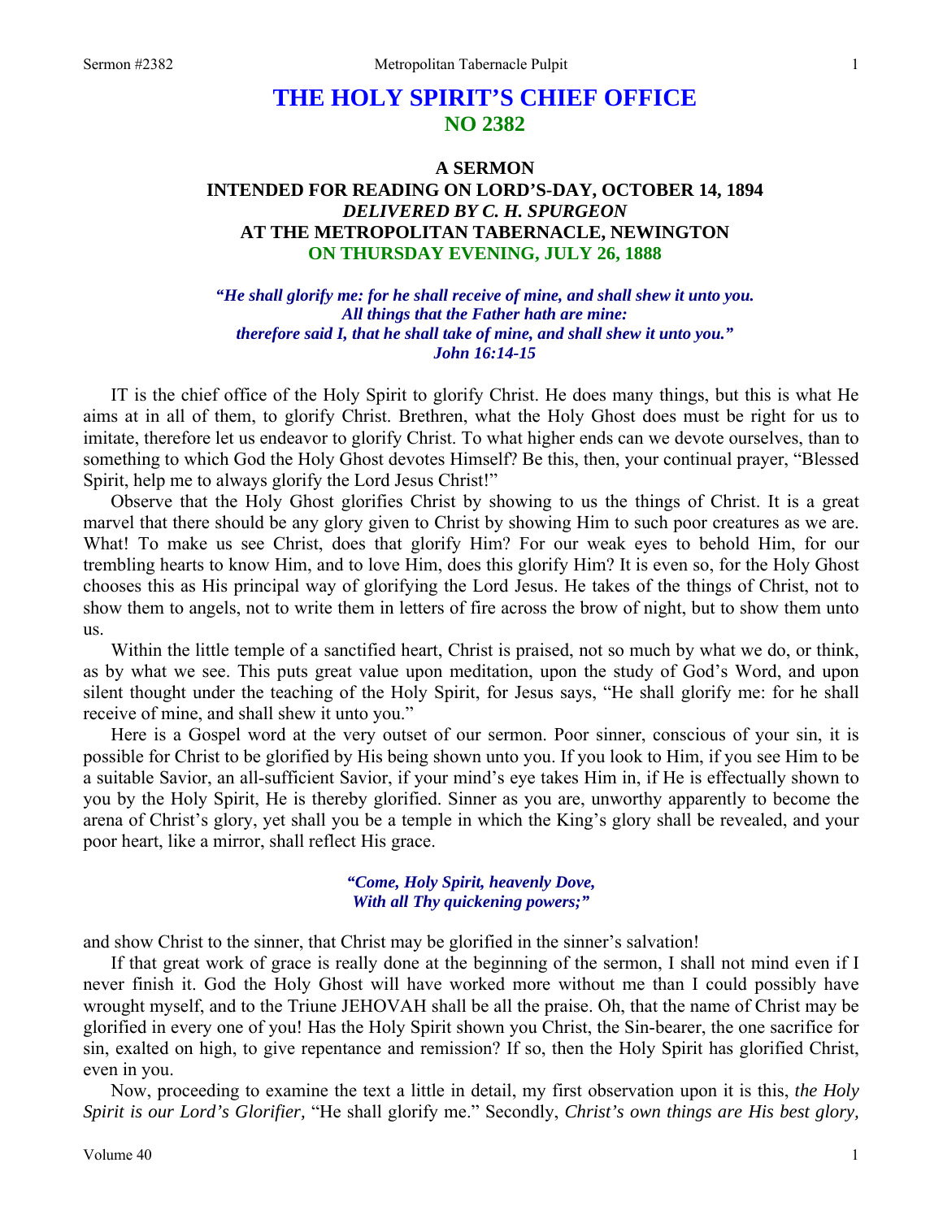# THE HOLY SPIRIT'S CHIEF OFFICE
## NO 2382

### A SERMON
### INTENDED FOR READING ON LORD'S-DAY, OCTOBER 14, 1894
### *DELIVERED BY C. H. SPURGEON*
### AT THE METROPOLITAN TABERNACLE, NEWINGTON
### ON THURSDAY EVENING, JULY 26, 1888

*"He shall glorify me: for he shall receive of mine, and shall shew it unto you.*
*All things that the Father hath are mine:*
*therefore said I, that he shall take of mine, and shall shew it unto you."*
*John 16:14-15*

IT is the chief office of the Holy Spirit to glorify Christ. He does many things, but this is what He aims at in all of them, to glorify Christ. Brethren, what the Holy Ghost does must be right for us to imitate, therefore let us endeavor to glorify Christ. To what higher ends can we devote ourselves, than to something to which God the Holy Ghost devotes Himself? Be this, then, your continual prayer, "Blessed Spirit, help me to always glorify the Lord Jesus Christ!"

Observe that the Holy Ghost glorifies Christ by showing to us the things of Christ. It is a great marvel that there should be any glory given to Christ by showing Him to such poor creatures as we are. What! To make us see Christ, does that glorify Him? For our weak eyes to behold Him, for our trembling hearts to know Him, and to love Him, does this glorify Him? It is even so, for the Holy Ghost chooses this as His principal way of glorifying the Lord Jesus. He takes of the things of Christ, not to show them to angels, not to write them in letters of fire across the brow of night, but to show them unto us.

Within the little temple of a sanctified heart, Christ is praised, not so much by what we do, or think, as by what we see. This puts great value upon meditation, upon the study of God's Word, and upon silent thought under the teaching of the Holy Spirit, for Jesus says, "He shall glorify me: for he shall receive of mine, and shall shew it unto you."

Here is a Gospel word at the very outset of our sermon. Poor sinner, conscious of your sin, it is possible for Christ to be glorified by His being shown unto you. If you look to Him, if you see Him to be a suitable Savior, an all-sufficient Savior, if your mind's eye takes Him in, if He is effectually shown to you by the Holy Spirit, He is thereby glorified. Sinner as you are, unworthy apparently to become the arena of Christ's glory, yet shall you be a temple in which the King's glory shall be revealed, and your poor heart, like a mirror, shall reflect His grace.

*"Come, Holy Spirit, heavenly Dove,*
*With all Thy quickening powers;"*

and show Christ to the sinner, that Christ may be glorified in the sinner's salvation!

If that great work of grace is really done at the beginning of the sermon, I shall not mind even if I never finish it. God the Holy Ghost will have worked more without me than I could possibly have wrought myself, and to the Triune JEHOVAH shall be all the praise. Oh, that the name of Christ may be glorified in every one of you! Has the Holy Spirit shown you Christ, the Sin-bearer, the one sacrifice for sin, exalted on high, to give repentance and remission? If so, then the Holy Spirit has glorified Christ, even in you.

Now, proceeding to examine the text a little in detail, my first observation upon it is this, *the Holy Spirit is our Lord's Glorifier,* "He shall glorify me." Secondly, *Christ's own things are His best glory,*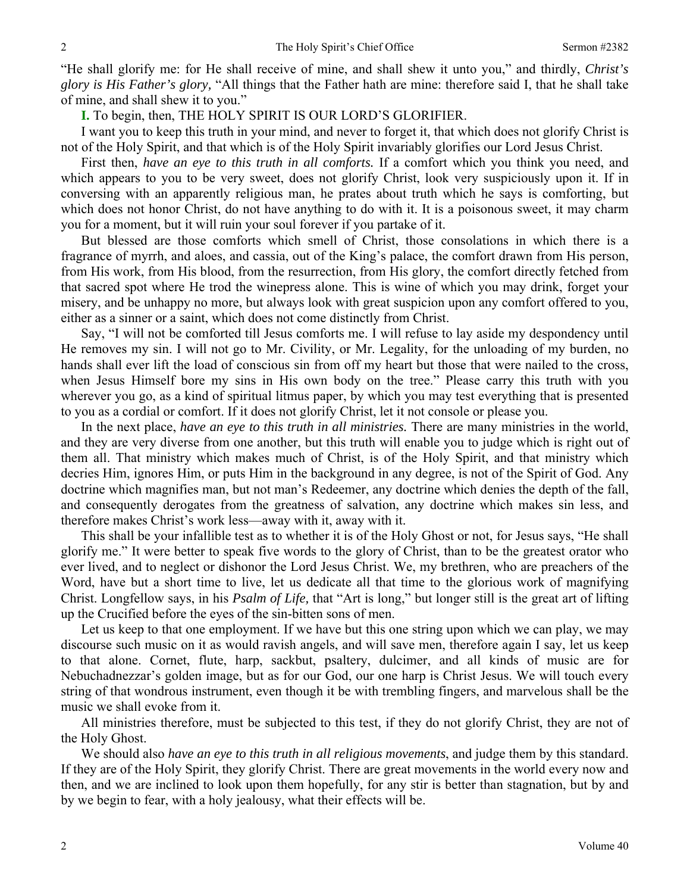"He shall glorify me: for He shall receive of mine, and shall shew it unto you," and thirdly, *Christ's glory is His Father's glory,* "All things that the Father hath are mine: therefore said I, that he shall take of mine, and shall shew it to you."

**I.** To begin, then, THE HOLY SPIRIT IS OUR LORD'S GLORIFIER.

I want you to keep this truth in your mind, and never to forget it, that which does not glorify Christ is not of the Holy Spirit, and that which is of the Holy Spirit invariably glorifies our Lord Jesus Christ.

First then, *have an eye to this truth in all comforts.* If a comfort which you think you need, and which appears to you to be very sweet, does not glorify Christ, look very suspiciously upon it. If in conversing with an apparently religious man, he prates about truth which he says is comforting, but which does not honor Christ, do not have anything to do with it. It is a poisonous sweet, it may charm you for a moment, but it will ruin your soul forever if you partake of it.

But blessed are those comforts which smell of Christ, those consolations in which there is a fragrance of myrrh, and aloes, and cassia, out of the King's palace, the comfort drawn from His person, from His work, from His blood, from the resurrection, from His glory, the comfort directly fetched from that sacred spot where He trod the winepress alone. This is wine of which you may drink, forget your misery, and be unhappy no more, but always look with great suspicion upon any comfort offered to you, either as a sinner or a saint, which does not come distinctly from Christ.

Say, "I will not be comforted till Jesus comforts me. I will refuse to lay aside my despondency until He removes my sin. I will not go to Mr. Civility, or Mr. Legality, for the unloading of my burden, no hands shall ever lift the load of conscious sin from off my heart but those that were nailed to the cross, when Jesus Himself bore my sins in His own body on the tree." Please carry this truth with you wherever you go, as a kind of spiritual litmus paper, by which you may test everything that is presented to you as a cordial or comfort. If it does not glorify Christ, let it not console or please you.

In the next place, *have an eye to this truth in all ministries.* There are many ministries in the world, and they are very diverse from one another, but this truth will enable you to judge which is right out of them all. That ministry which makes much of Christ, is of the Holy Spirit, and that ministry which decries Him, ignores Him, or puts Him in the background in any degree, is not of the Spirit of God. Any doctrine which magnifies man, but not man's Redeemer, any doctrine which denies the depth of the fall, and consequently derogates from the greatness of salvation, any doctrine which makes sin less, and therefore makes Christ's work less—away with it, away with it.

This shall be your infallible test as to whether it is of the Holy Ghost or not, for Jesus says, "He shall glorify me." It were better to speak five words to the glory of Christ, than to be the greatest orator who ever lived, and to neglect or dishonor the Lord Jesus Christ. We, my brethren, who are preachers of the Word, have but a short time to live, let us dedicate all that time to the glorious work of magnifying Christ. Longfellow says, in his *Psalm of Life,* that "Art is long," but longer still is the great art of lifting up the Crucified before the eyes of the sin-bitten sons of men.

Let us keep to that one employment. If we have but this one string upon which we can play, we may discourse such music on it as would ravish angels, and will save men, therefore again I say, let us keep to that alone. Cornet, flute, harp, sackbut, psaltery, dulcimer, and all kinds of music are for Nebuchadnezzar's golden image, but as for our God, our one harp is Christ Jesus. We will touch every string of that wondrous instrument, even though it be with trembling fingers, and marvelous shall be the music we shall evoke from it.

All ministries therefore, must be subjected to this test, if they do not glorify Christ, they are not of the Holy Ghost.

We should also *have an eye to this truth in all religious movements*, and judge them by this standard. If they are of the Holy Spirit, they glorify Christ. There are great movements in the world every now and then, and we are inclined to look upon them hopefully, for any stir is better than stagnation, but by and by we begin to fear, with a holy jealousy, what their effects will be.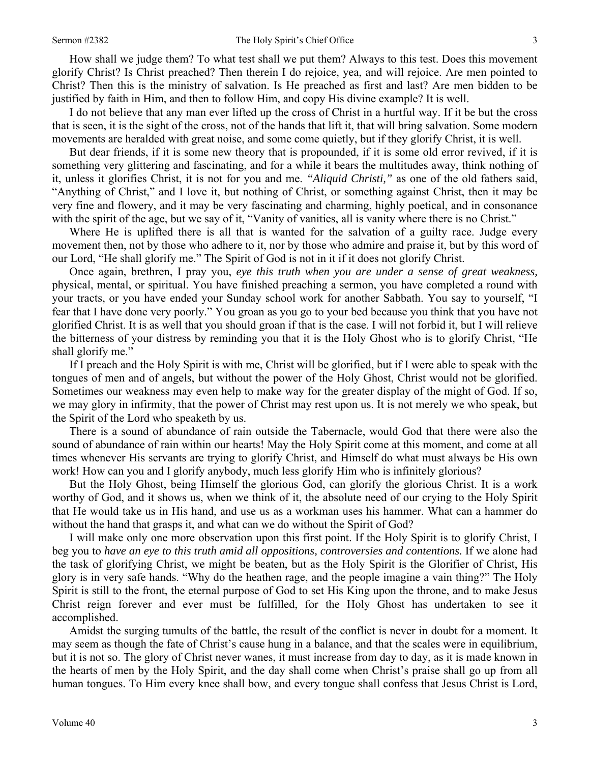How shall we judge them? To what test shall we put them? Always to this test. Does this movement glorify Christ? Is Christ preached? Then therein I do rejoice, yea, and will rejoice. Are men pointed to Christ? Then this is the ministry of salvation. Is He preached as first and last? Are men bidden to be justified by faith in Him, and then to follow Him, and copy His divine example? It is well.

I do not believe that any man ever lifted up the cross of Christ in a hurtful way. If it be but the cross that is seen, it is the sight of the cross, not of the hands that lift it, that will bring salvation. Some modern movements are heralded with great noise, and some come quietly, but if they glorify Christ, it is well.

But dear friends, if it is some new theory that is propounded, if it is some old error revived, if it is something very glittering and fascinating, and for a while it bears the multitudes away, think nothing of it, unless it glorifies Christ, it is not for you and me. *"Aliquid Christi,"* as one of the old fathers said, "Anything of Christ," and I love it, but nothing of Christ, or something against Christ, then it may be very fine and flowery, and it may be very fascinating and charming, highly poetical, and in consonance with the spirit of the age, but we say of it, "Vanity of vanities, all is vanity where there is no Christ."

Where He is uplifted there is all that is wanted for the salvation of a guilty race. Judge every movement then, not by those who adhere to it, nor by those who admire and praise it, but by this word of our Lord, "He shall glorify me." The Spirit of God is not in it if it does not glorify Christ.

Once again, brethren, I pray you, *eye this truth when you are under a sense of great weakness,* physical, mental, or spiritual. You have finished preaching a sermon, you have completed a round with your tracts, or you have ended your Sunday school work for another Sabbath. You say to yourself, "I fear that I have done very poorly." You groan as you go to your bed because you think that you have not glorified Christ. It is as well that you should groan if that is the case. I will not forbid it, but I will relieve the bitterness of your distress by reminding you that it is the Holy Ghost who is to glorify Christ, "He shall glorify me."

If I preach and the Holy Spirit is with me, Christ will be glorified, but if I were able to speak with the tongues of men and of angels, but without the power of the Holy Ghost, Christ would not be glorified. Sometimes our weakness may even help to make way for the greater display of the might of God. If so, we may glory in infirmity, that the power of Christ may rest upon us. It is not merely we who speak, but the Spirit of the Lord who speaketh by us.

There is a sound of abundance of rain outside the Tabernacle, would God that there were also the sound of abundance of rain within our hearts! May the Holy Spirit come at this moment, and come at all times whenever His servants are trying to glorify Christ, and Himself do what must always be His own work! How can you and I glorify anybody, much less glorify Him who is infinitely glorious?

But the Holy Ghost, being Himself the glorious God, can glorify the glorious Christ. It is a work worthy of God, and it shows us, when we think of it, the absolute need of our crying to the Holy Spirit that He would take us in His hand, and use us as a workman uses his hammer. What can a hammer do without the hand that grasps it, and what can we do without the Spirit of God?

I will make only one more observation upon this first point. If the Holy Spirit is to glorify Christ, I beg you to *have an eye to this truth amid all oppositions, controversies and contentions.* If we alone had the task of glorifying Christ, we might be beaten, but as the Holy Spirit is the Glorifier of Christ, His glory is in very safe hands. "Why do the heathen rage, and the people imagine a vain thing?" The Holy Spirit is still to the front, the eternal purpose of God to set His King upon the throne, and to make Jesus Christ reign forever and ever must be fulfilled, for the Holy Ghost has undertaken to see it accomplished.

Amidst the surging tumults of the battle, the result of the conflict is never in doubt for a moment. It may seem as though the fate of Christ's cause hung in a balance, and that the scales were in equilibrium, but it is not so. The glory of Christ never wanes, it must increase from day to day, as it is made known in the hearts of men by the Holy Spirit, and the day shall come when Christ's praise shall go up from all human tongues. To Him every knee shall bow, and every tongue shall confess that Jesus Christ is Lord,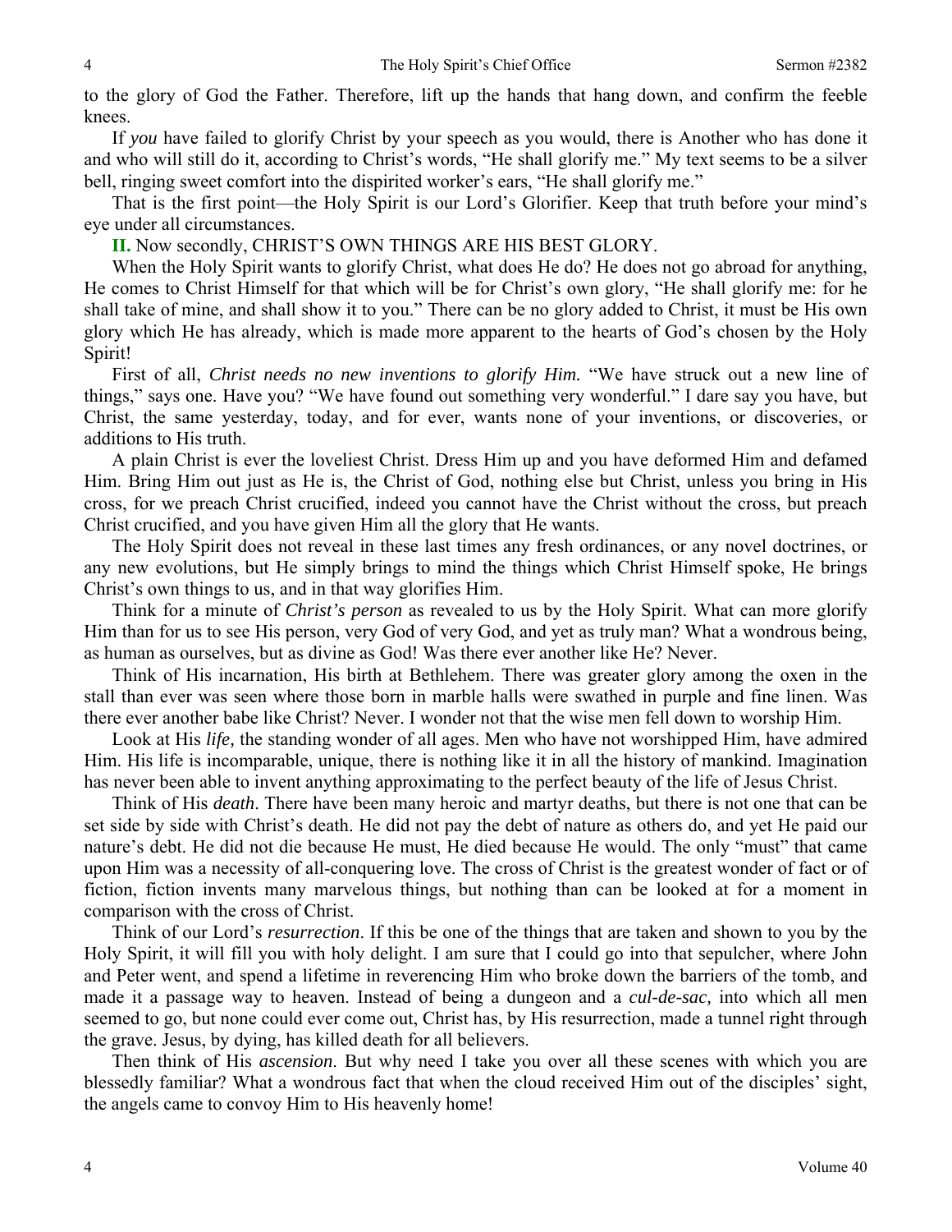to the glory of God the Father. Therefore, lift up the hands that hang down, and confirm the feeble knees.

If *you* have failed to glorify Christ by your speech as you would, there is Another who has done it and who will still do it, according to Christ's words, "He shall glorify me." My text seems to be a silver bell, ringing sweet comfort into the dispirited worker's ears, "He shall glorify me."

That is the first point—the Holy Spirit is our Lord's Glorifier. Keep that truth before your mind's eye under all circumstances.

**II.** Now secondly, CHRIST'S OWN THINGS ARE HIS BEST GLORY.

When the Holy Spirit wants to glorify Christ, what does He do? He does not go abroad for anything, He comes to Christ Himself for that which will be for Christ's own glory, "He shall glorify me: for he shall take of mine, and shall show it to you." There can be no glory added to Christ, it must be His own glory which He has already, which is made more apparent to the hearts of God's chosen by the Holy Spirit!

First of all, *Christ needs no new inventions to glorify Him.* "We have struck out a new line of things," says one. Have you? "We have found out something very wonderful." I dare say you have, but Christ, the same yesterday, today, and for ever, wants none of your inventions, or discoveries, or additions to His truth.

A plain Christ is ever the loveliest Christ. Dress Him up and you have deformed Him and defamed Him. Bring Him out just as He is, the Christ of God, nothing else but Christ, unless you bring in His cross, for we preach Christ crucified, indeed you cannot have the Christ without the cross, but preach Christ crucified, and you have given Him all the glory that He wants.

The Holy Spirit does not reveal in these last times any fresh ordinances, or any novel doctrines, or any new evolutions, but He simply brings to mind the things which Christ Himself spoke, He brings Christ's own things to us, and in that way glorifies Him.

Think for a minute of *Christ's person* as revealed to us by the Holy Spirit. What can more glorify Him than for us to see His person, very God of very God, and yet as truly man? What a wondrous being, as human as ourselves, but as divine as God! Was there ever another like He? Never.

Think of His incarnation, His birth at Bethlehem. There was greater glory among the oxen in the stall than ever was seen where those born in marble halls were swathed in purple and fine linen. Was there ever another babe like Christ? Never. I wonder not that the wise men fell down to worship Him.

Look at His *life,* the standing wonder of all ages. Men who have not worshipped Him, have admired Him. His life is incomparable, unique, there is nothing like it in all the history of mankind. Imagination has never been able to invent anything approximating to the perfect beauty of the life of Jesus Christ.

Think of His *death*. There have been many heroic and martyr deaths, but there is not one that can be set side by side with Christ's death. He did not pay the debt of nature as others do, and yet He paid our nature's debt. He did not die because He must, He died because He would. The only "must" that came upon Him was a necessity of all-conquering love. The cross of Christ is the greatest wonder of fact or of fiction, fiction invents many marvelous things, but nothing than can be looked at for a moment in comparison with the cross of Christ.

Think of our Lord's *resurrection*. If this be one of the things that are taken and shown to you by the Holy Spirit, it will fill you with holy delight. I am sure that I could go into that sepulcher, where John and Peter went, and spend a lifetime in reverencing Him who broke down the barriers of the tomb, and made it a passage way to heaven. Instead of being a dungeon and a *cul-de-sac,* into which all men seemed to go, but none could ever come out, Christ has, by His resurrection, made a tunnel right through the grave. Jesus, by dying, has killed death for all believers.

Then think of His *ascension*. But why need I take you over all these scenes with which you are blessedly familiar? What a wondrous fact that when the cloud received Him out of the disciples' sight, the angels came to convoy Him to His heavenly home!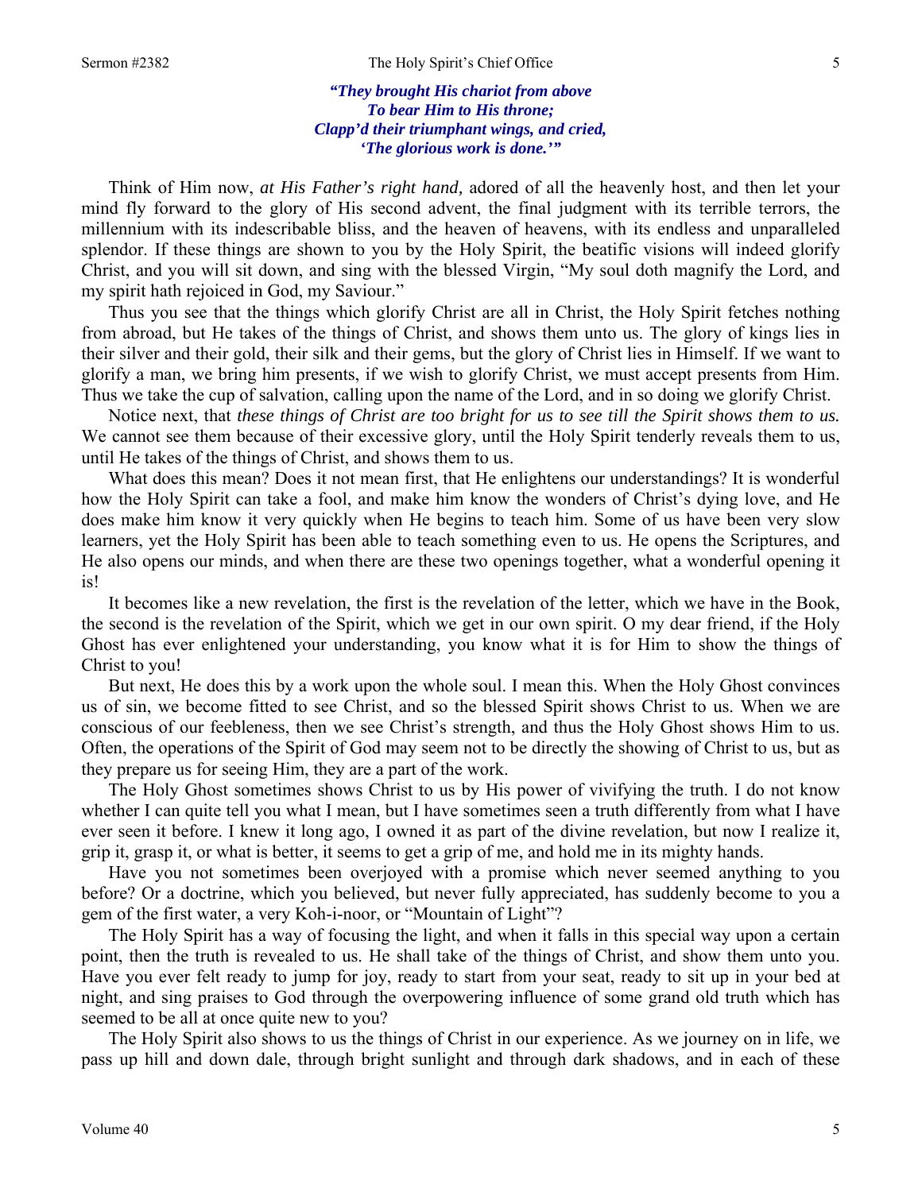*"They brought His chariot from above*
*To bear Him to His throne;*
*Clapp'd their triumphant wings, and cried,*
*'The glorious work is done.'"*

Think of Him now, *at His Father's right hand,* adored of all the heavenly host, and then let your mind fly forward to the glory of His second advent, the final judgment with its terrible terrors, the millennium with its indescribable bliss, and the heaven of heavens, with its endless and unparalleled splendor. If these things are shown to you by the Holy Spirit, the beatific visions will indeed glorify Christ, and you will sit down, and sing with the blessed Virgin, "My soul doth magnify the Lord, and my spirit hath rejoiced in God, my Saviour."

Thus you see that the things which glorify Christ are all in Christ, the Holy Spirit fetches nothing from abroad, but He takes of the things of Christ, and shows them unto us. The glory of kings lies in their silver and their gold, their silk and their gems, but the glory of Christ lies in Himself. If we want to glorify a man, we bring him presents, if we wish to glorify Christ, we must accept presents from Him. Thus we take the cup of salvation, calling upon the name of the Lord, and in so doing we glorify Christ.

Notice next, that *these things of Christ are too bright for us to see till the Spirit shows them to us.* We cannot see them because of their excessive glory, until the Holy Spirit tenderly reveals them to us, until He takes of the things of Christ, and shows them to us.

What does this mean? Does it not mean first, that He enlightens our understandings? It is wonderful how the Holy Spirit can take a fool, and make him know the wonders of Christ's dying love, and He does make him know it very quickly when He begins to teach him. Some of us have been very slow learners, yet the Holy Spirit has been able to teach something even to us. He opens the Scriptures, and He also opens our minds, and when there are these two openings together, what a wonderful opening it is!

It becomes like a new revelation, the first is the revelation of the letter, which we have in the Book, the second is the revelation of the Spirit, which we get in our own spirit. O my dear friend, if the Holy Ghost has ever enlightened your understanding, you know what it is for Him to show the things of Christ to you!

But next, He does this by a work upon the whole soul. I mean this. When the Holy Ghost convinces us of sin, we become fitted to see Christ, and so the blessed Spirit shows Christ to us. When we are conscious of our feebleness, then we see Christ's strength, and thus the Holy Ghost shows Him to us. Often, the operations of the Spirit of God may seem not to be directly the showing of Christ to us, but as they prepare us for seeing Him, they are a part of the work.

The Holy Ghost sometimes shows Christ to us by His power of vivifying the truth. I do not know whether I can quite tell you what I mean, but I have sometimes seen a truth differently from what I have ever seen it before. I knew it long ago, I owned it as part of the divine revelation, but now I realize it, grip it, grasp it, or what is better, it seems to get a grip of me, and hold me in its mighty hands.

Have you not sometimes been overjoyed with a promise which never seemed anything to you before? Or a doctrine, which you believed, but never fully appreciated, has suddenly become to you a gem of the first water, a very Koh-i-noor, or "Mountain of Light"?

The Holy Spirit has a way of focusing the light, and when it falls in this special way upon a certain point, then the truth is revealed to us. He shall take of the things of Christ, and show them unto you. Have you ever felt ready to jump for joy, ready to start from your seat, ready to sit up in your bed at night, and sing praises to God through the overpowering influence of some grand old truth which has seemed to be all at once quite new to you?

The Holy Spirit also shows to us the things of Christ in our experience. As we journey on in life, we pass up hill and down dale, through bright sunlight and through dark shadows, and in each of these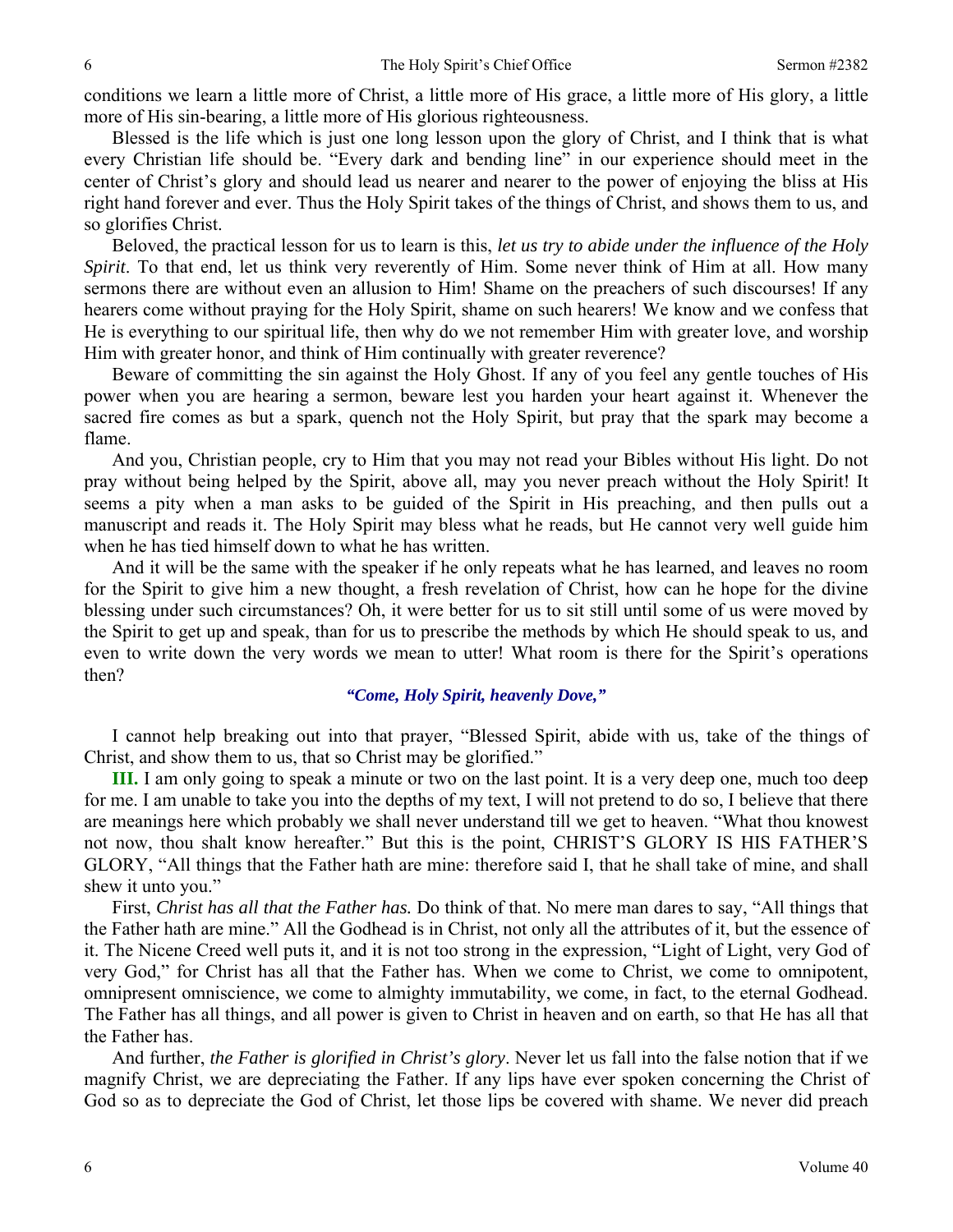conditions we learn a little more of Christ, a little more of His grace, a little more of His glory, a little more of His sin-bearing, a little more of His glorious righteousness.

Blessed is the life which is just one long lesson upon the glory of Christ, and I think that is what every Christian life should be. "Every dark and bending line" in our experience should meet in the center of Christ's glory and should lead us nearer and nearer to the power of enjoying the bliss at His right hand forever and ever. Thus the Holy Spirit takes of the things of Christ, and shows them to us, and so glorifies Christ.

Beloved, the practical lesson for us to learn is this, *let us try to abide under the influence of the Holy Spirit*. To that end, let us think very reverently of Him. Some never think of Him at all. How many sermons there are without even an allusion to Him! Shame on the preachers of such discourses! If any hearers come without praying for the Holy Spirit, shame on such hearers! We know and we confess that He is everything to our spiritual life, then why do we not remember Him with greater love, and worship Him with greater honor, and think of Him continually with greater reverence?

Beware of committing the sin against the Holy Ghost. If any of you feel any gentle touches of His power when you are hearing a sermon, beware lest you harden your heart against it. Whenever the sacred fire comes as but a spark, quench not the Holy Spirit, but pray that the spark may become a flame.

And you, Christian people, cry to Him that you may not read your Bibles without His light. Do not pray without being helped by the Spirit, above all, may you never preach without the Holy Spirit! It seems a pity when a man asks to be guided of the Spirit in His preaching, and then pulls out a manuscript and reads it. The Holy Spirit may bless what he reads, but He cannot very well guide him when he has tied himself down to what he has written.

And it will be the same with the speaker if he only repeats what he has learned, and leaves no room for the Spirit to give him a new thought, a fresh revelation of Christ, how can he hope for the divine blessing under such circumstances? Oh, it were better for us to sit still until some of us were moved by the Spirit to get up and speak, than for us to prescribe the methods by which He should speak to us, and even to write down the very words we mean to utter! What room is there for the Spirit's operations then?

***"Come, Holy Spirit, heavenly Dove,"***

I cannot help breaking out into that prayer, "Blessed Spirit, abide with us, take of the things of Christ, and show them to us, that so Christ may be glorified."

**III.** I am only going to speak a minute or two on the last point. It is a very deep one, much too deep for me. I am unable to take you into the depths of my text, I will not pretend to do so, I believe that there are meanings here which probably we shall never understand till we get to heaven. "What thou knowest not now, thou shalt know hereafter." But this is the point, CHRIST'S GLORY IS HIS FATHER'S GLORY, "All things that the Father hath are mine: therefore said I, that he shall take of mine, and shall shew it unto you."

First, *Christ has all that the Father has.* Do think of that. No mere man dares to say, "All things that the Father hath are mine." All the Godhead is in Christ, not only all the attributes of it, but the essence of it. The Nicene Creed well puts it, and it is not too strong in the expression, "Light of Light, very God of very God," for Christ has all that the Father has. When we come to Christ, we come to omnipotent, omnipresent omniscience, we come to almighty immutability, we come, in fact, to the eternal Godhead. The Father has all things, and all power is given to Christ in heaven and on earth, so that He has all that the Father has.

And further, *the Father is glorified in Christ's glory*. Never let us fall into the false notion that if we magnify Christ, we are depreciating the Father. If any lips have ever spoken concerning the Christ of God so as to depreciate the God of Christ, let those lips be covered with shame. We never did preach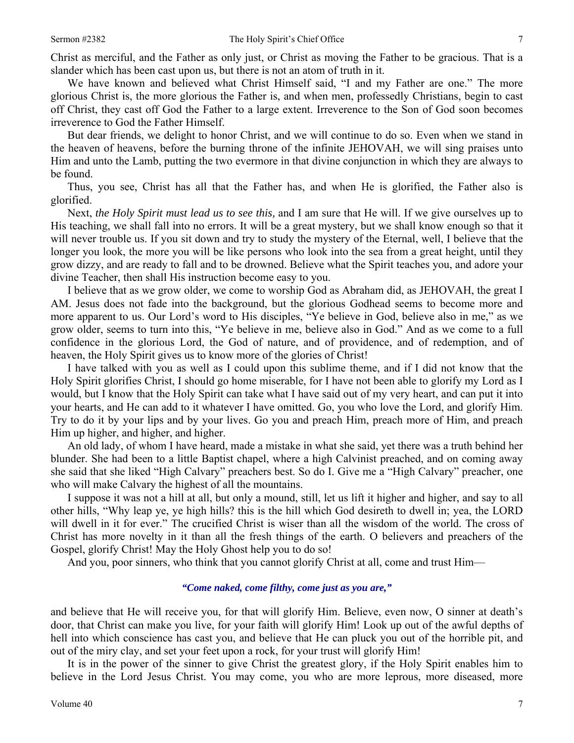Christ as merciful, and the Father as only just, or Christ as moving the Father to be gracious. That is a slander which has been cast upon us, but there is not an atom of truth in it.

We have known and believed what Christ Himself said, "I and my Father are one." The more glorious Christ is, the more glorious the Father is, and when men, professedly Christians, begin to cast off Christ, they cast off God the Father to a large extent. Irreverence to the Son of God soon becomes irreverence to God the Father Himself.

But dear friends, we delight to honor Christ, and we will continue to do so. Even when we stand in the heaven of heavens, before the burning throne of the infinite JEHOVAH, we will sing praises unto Him and unto the Lamb, putting the two evermore in that divine conjunction in which they are always to be found.

Thus, you see, Christ has all that the Father has, and when He is glorified, the Father also is glorified.

Next, *the Holy Spirit must lead us to see this,* and I am sure that He will. If we give ourselves up to His teaching, we shall fall into no errors. It will be a great mystery, but we shall know enough so that it will never trouble us. If you sit down and try to study the mystery of the Eternal, well, I believe that the longer you look, the more you will be like persons who look into the sea from a great height, until they grow dizzy, and are ready to fall and to be drowned. Believe what the Spirit teaches you, and adore your divine Teacher, then shall His instruction become easy to you.

I believe that as we grow older, we come to worship God as Abraham did, as JEHOVAH, the great I AM. Jesus does not fade into the background, but the glorious Godhead seems to become more and more apparent to us. Our Lord's word to His disciples, "Ye believe in God, believe also in me," as we grow older, seems to turn into this, "Ye believe in me, believe also in God." And as we come to a full confidence in the glorious Lord, the God of nature, and of providence, and of redemption, and of heaven, the Holy Spirit gives us to know more of the glories of Christ!

I have talked with you as well as I could upon this sublime theme, and if I did not know that the Holy Spirit glorifies Christ, I should go home miserable, for I have not been able to glorify my Lord as I would, but I know that the Holy Spirit can take what I have said out of my very heart, and can put it into your hearts, and He can add to it whatever I have omitted. Go, you who love the Lord, and glorify Him. Try to do it by your lips and by your lives. Go you and preach Him, preach more of Him, and preach Him up higher, and higher, and higher.

An old lady, of whom I have heard, made a mistake in what she said, yet there was a truth behind her blunder. She had been to a little Baptist chapel, where a high Calvinist preached, and on coming away she said that she liked "High Calvary" preachers best. So do I. Give me a "High Calvary" preacher, one who will make Calvary the highest of all the mountains.

I suppose it was not a hill at all, but only a mound, still, let us lift it higher and higher, and say to all other hills, "Why leap ye, ye high hills? this is the hill which God desireth to dwell in; yea, the LORD will dwell in it for ever." The crucified Christ is wiser than all the wisdom of the world. The cross of Christ has more novelty in it than all the fresh things of the earth. O believers and preachers of the Gospel, glorify Christ! May the Holy Ghost help you to do so!

And you, poor sinners, who think that you cannot glorify Christ at all, come and trust Him—

***"Come naked, come filthy, come just as you are,"***

and believe that He will receive you, for that will glorify Him. Believe, even now, O sinner at death's door, that Christ can make you live, for your faith will glorify Him! Look up out of the awful depths of hell into which conscience has cast you, and believe that He can pluck you out of the horrible pit, and out of the miry clay, and set your feet upon a rock, for your trust will glorify Him!

It is in the power of the sinner to give Christ the greatest glory, if the Holy Spirit enables him to believe in the Lord Jesus Christ. You may come, you who are more leprous, more diseased, more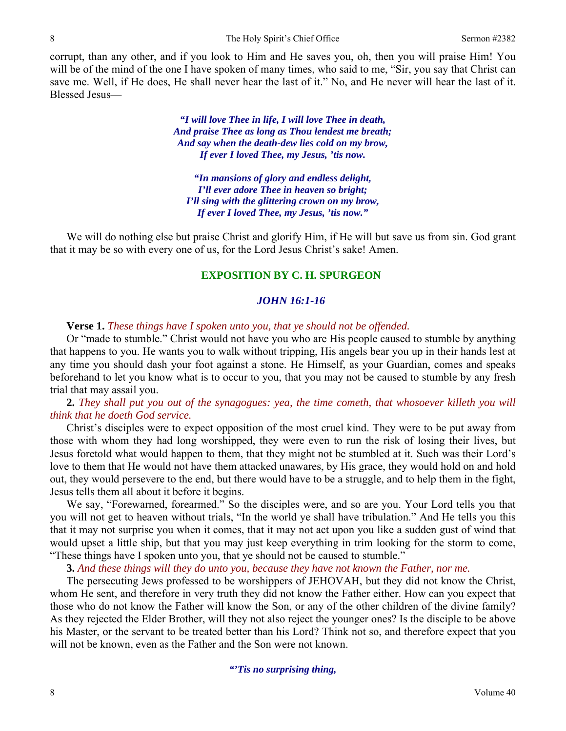corrupt, than any other, and if you look to Him and He saves you, oh, then you will praise Him! You will be of the mind of the one I have spoken of many times, who said to me, "Sir, you say that Christ can save me. Well, if He does, He shall never hear the last of it." No, and He never will hear the last of it. Blessed Jesus—

> ***"I will love Thee in life, I will love Thee in death,***
> ***And praise Thee as long as Thou lendest me breath;***
> ***And say when the death-dew lies cold on my brow,***
> ***If ever I loved Thee, my Jesus, 'tis now.***
>
> ***"In mansions of glory and endless delight,***
> ***I'll ever adore Thee in heaven so bright;***
> ***I'll sing with the glittering crown on my brow,***
> ***If ever I loved Thee, my Jesus, 'tis now."***

We will do nothing else but praise Christ and glorify Him, if He will but save us from sin. God grant that it may be so with every one of us, for the Lord Jesus Christ's sake! Amen.

## EXPOSITION BY C. H. SPURGEON

### *JOHN 16:1-16*

**Verse 1.** *These things have I spoken unto you, that ye should not be offended.*

Or "made to stumble." Christ would not have you who are His people caused to stumble by anything that happens to you. He wants you to walk without tripping, His angels bear you up in their hands lest at any time you should dash your foot against a stone. He Himself, as your Guardian, comes and speaks beforehand to let you know what is to occur to you, that you may not be caused to stumble by any fresh trial that may assail you.

**2.** *They shall put you out of the synagogues: yea, the time cometh, that whosoever killeth you will think that he doeth God service.*

Christ's disciples were to expect opposition of the most cruel kind. They were to be put away from those with whom they had long worshipped, they were even to run the risk of losing their lives, but Jesus foretold what would happen to them, that they might not be stumbled at it. Such was their Lord's love to them that He would not have them attacked unawares, by His grace, they would hold on and hold out, they would persevere to the end, but there would have to be a struggle, and to help them in the fight, Jesus tells them all about it before it begins.

We say, "Forewarned, forearmed." So the disciples were, and so are you. Your Lord tells you that you will not get to heaven without trials, "In the world ye shall have tribulation." And He tells you this that it may not surprise you when it comes, that it may not act upon you like a sudden gust of wind that would upset a little ship, but that you may just keep everything in trim looking for the storm to come, "These things have I spoken unto you, that ye should not be caused to stumble."

**3.** *And these things will they do unto you, because they have not known the Father, nor me.*

The persecuting Jews professed to be worshippers of JEHOVAH, but they did not know the Christ, whom He sent, and therefore in very truth they did not know the Father either. How can you expect that those who do not know the Father will know the Son, or any of the other children of the divine family? As they rejected the Elder Brother, will they not also reject the younger ones? Is the disciple to be above his Master, or the servant to be treated better than his Lord? Think not so, and therefore expect that you will not be known, even as the Father and the Son were not known.

> ***"'Tis no surprising thing,***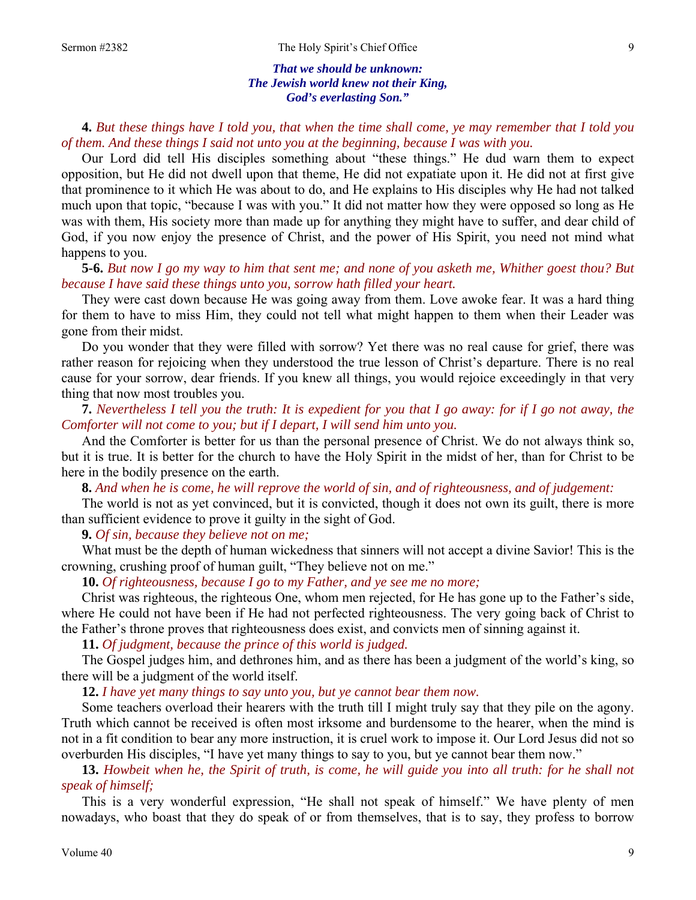*That we should be unknown:*
*The Jewish world knew not their King,*
*God's everlasting Son."*

**4.** *But these things have I told you, that when the time shall come, ye may remember that I told you of them. And these things I said not unto you at the beginning, because I was with you.*

Our Lord did tell His disciples something about "these things." He dud warn them to expect opposition, but He did not dwell upon that theme, He did not expatiate upon it. He did not at first give that prominence to it which He was about to do, and He explains to His disciples why He had not talked much upon that topic, "because I was with you." It did not matter how they were opposed so long as He was with them, His society more than made up for anything they might have to suffer, and dear child of God, if you now enjoy the presence of Christ, and the power of His Spirit, you need not mind what happens to you.

**5-6.** *But now I go my way to him that sent me; and none of you asketh me, Whither goest thou? But because I have said these things unto you, sorrow hath filled your heart.*

They were cast down because He was going away from them. Love awoke fear. It was a hard thing for them to have to miss Him, they could not tell what might happen to them when their Leader was gone from their midst.

Do you wonder that they were filled with sorrow? Yet there was no real cause for grief, there was rather reason for rejoicing when they understood the true lesson of Christ's departure. There is no real cause for your sorrow, dear friends. If you knew all things, you would rejoice exceedingly in that very thing that now most troubles you.

**7.** *Nevertheless I tell you the truth: It is expedient for you that I go away: for if I go not away, the Comforter will not come to you; but if I depart, I will send him unto you.*

And the Comforter is better for us than the personal presence of Christ. We do not always think so, but it is true. It is better for the church to have the Holy Spirit in the midst of her, than for Christ to be here in the bodily presence on the earth.

**8.** *And when he is come, he will reprove the world of sin, and of righteousness, and of judgement:*

The world is not as yet convinced, but it is convicted, though it does not own its guilt, there is more than sufficient evidence to prove it guilty in the sight of God.

**9.** *Of sin, because they believe not on me;*

What must be the depth of human wickedness that sinners will not accept a divine Savior! This is the crowning, crushing proof of human guilt, "They believe not on me."

**10.** *Of righteousness, because I go to my Father, and ye see me no more;*

Christ was righteous, the righteous One, whom men rejected, for He has gone up to the Father's side, where He could not have been if He had not perfected righteousness. The very going back of Christ to the Father's throne proves that righteousness does exist, and convicts men of sinning against it.

**11.** *Of judgment, because the prince of this world is judged.*

The Gospel judges him, and dethrones him, and as there has been a judgment of the world's king, so there will be a judgment of the world itself.

**12.** *I have yet many things to say unto you, but ye cannot bear them now.*

Some teachers overload their hearers with the truth till I might truly say that they pile on the agony. Truth which cannot be received is often most irksome and burdensome to the hearer, when the mind is not in a fit condition to bear any more instruction, it is cruel work to impose it. Our Lord Jesus did not so overburden His disciples, "I have yet many things to say to you, but ye cannot bear them now."

**13.** *Howbeit when he, the Spirit of truth, is come, he will guide you into all truth: for he shall not speak of himself;*

This is a very wonderful expression, "He shall not speak of himself." We have plenty of men nowadays, who boast that they do speak of or from themselves, that is to say, they profess to borrow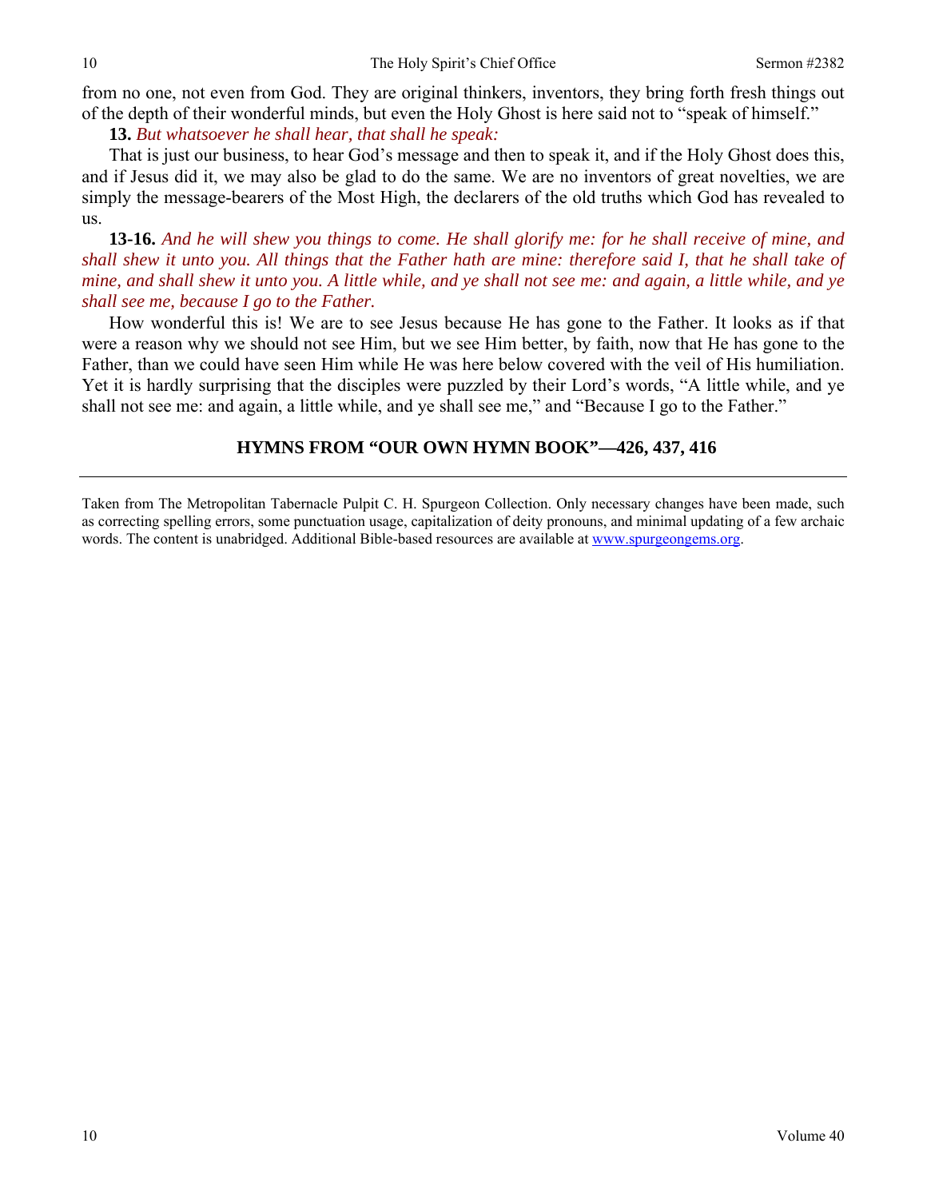from no one, not even from God. They are original thinkers, inventors, they bring forth fresh things out of the depth of their wonderful minds, but even the Holy Ghost is here said not to "speak of himself."

**13.** *But whatsoever he shall hear, that shall he speak:*

That is just our business, to hear God's message and then to speak it, and if the Holy Ghost does this, and if Jesus did it, we may also be glad to do the same. We are no inventors of great novelties, we are simply the message-bearers of the Most High, the declarers of the old truths which God has revealed to us.

**13-16.** *And he will shew you things to come. He shall glorify me: for he shall receive of mine, and shall shew it unto you. All things that the Father hath are mine: therefore said I, that he shall take of mine, and shall shew it unto you. A little while, and ye shall not see me: and again, a little while, and ye shall see me, because I go to the Father.*

How wonderful this is! We are to see Jesus because He has gone to the Father. It looks as if that were a reason why we should not see Him, but we see Him better, by faith, now that He has gone to the Father, than we could have seen Him while He was here below covered with the veil of His humiliation. Yet it is hardly surprising that the disciples were puzzled by their Lord's words, "A little while, and ye shall not see me: and again, a little while, and ye shall see me," and "Because I go to the Father."

## HYMNS FROM "OUR OWN HYMN BOOK"—426, 437, 416

---

Taken from The Metropolitan Tabernacle Pulpit C. H. Spurgeon Collection. Only necessary changes have been made, such as correcting spelling errors, some punctuation usage, capitalization of deity pronouns, and minimal updating of a few archaic words. The content is unabridged. Additional Bible-based resources are available at www.spurgeongems.org.